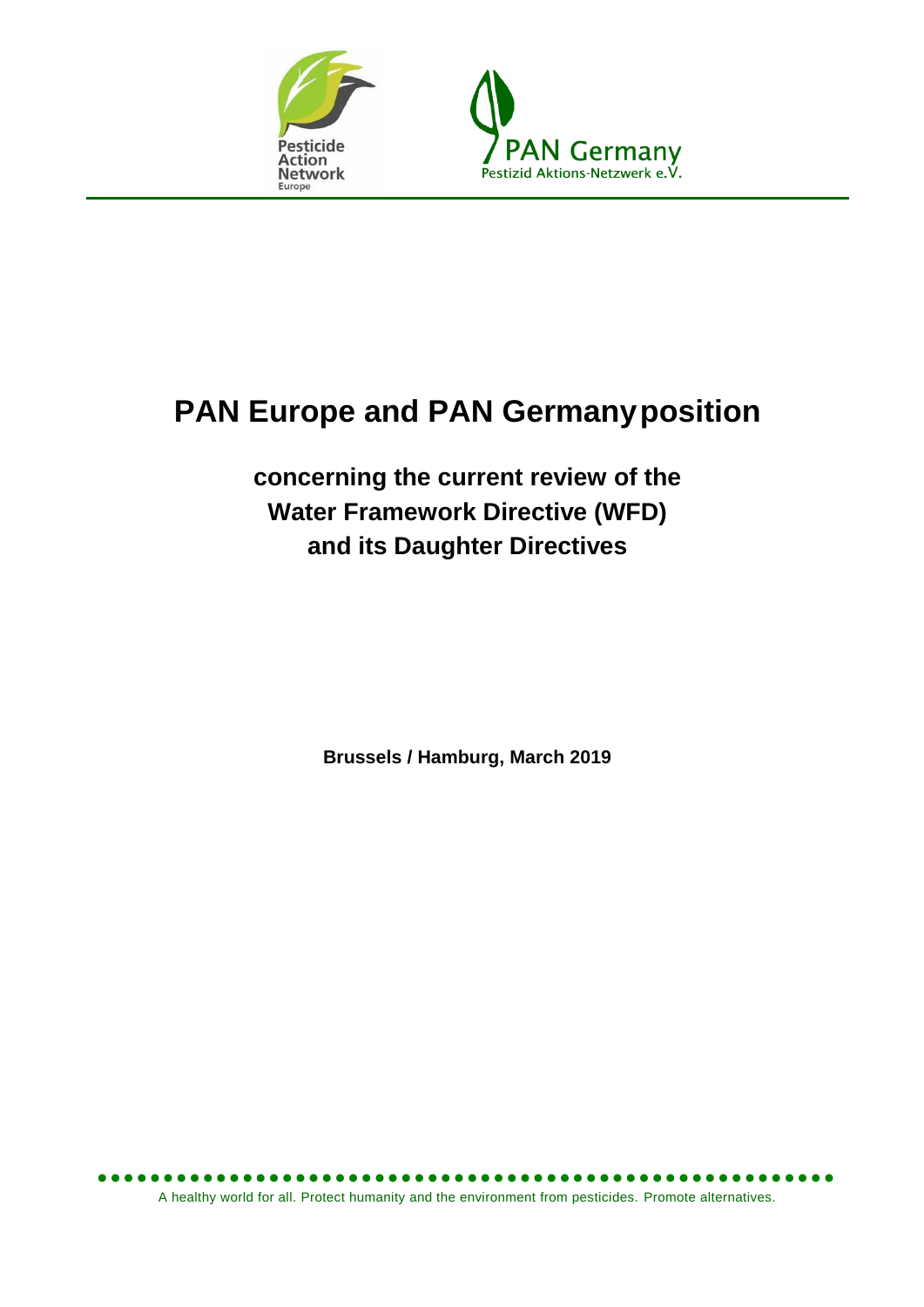# PAN Europe and PAN Germany position

## concerning the current review of the Water Framework Directive (WFD) and its Daughter Directives

**Brussels / Hamburg, March 2019**

A healthy world for all. Protect humanity and the environment from pesticides. Promote alternatives.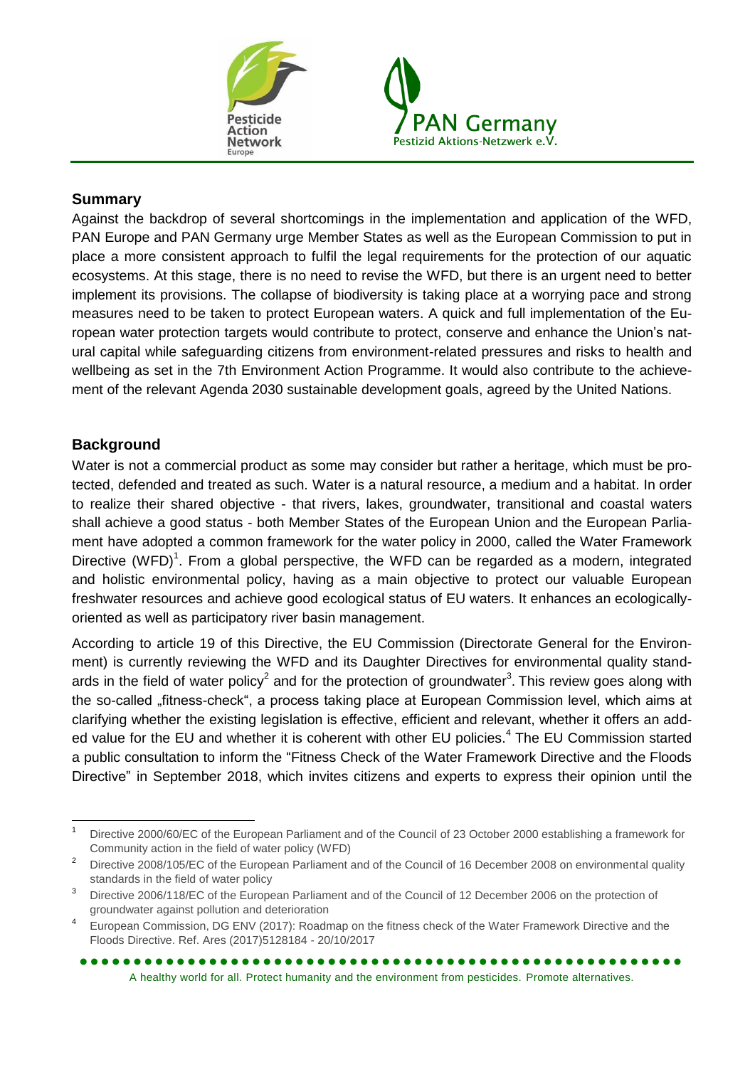## Summary

Against the backdrop of several shortcomings in the implementation and application of the WFD, PAN Europe and PAN Germany urge Member States as well as the European Commission to put in place a more consistent approach to fulfil the legal requirements for the protection of our aquatic ecosystems. At this stage, there is no need to revise the WFD, but there is an urgent need to better implement its provisions. The collapse of biodiversity is taking place at a worrying pace and strong measures need to be taken to protect European waters. A quick and full implementation of the European water protection targets would contribute to protect, conserve and enhance the Union's natural capital while safeguarding citizens from environment-related pressures and risks to health and wellbeing as set in the 7th Environment Action Programme. It would also contribute to the achievement of the relevant Agenda 2030 sustainable development goals, agreed by the United Nations.

## Background

Water is not a commercial product as some may consider but rather a heritage, which must be protected, defended and treated as such. Water is a natural resource, a medium and a habitat. In order to realize their shared objective - that rivers, lakes, groundwater, transitional and coastal waters shall achieve a good status - both Member States of the European Union and the European Parliament have adopted a common framework for the water policy in 2000, called the Water Framework Directive (WFD)[1]. From a global perspective, the WFD can be regarded as a modern, integrated and holistic environmental policy, having as a main objective to protect our valuable European freshwater resources and achieve good ecological status of EU waters. It enhances an ecologically-oriented as well as participatory river basin management.

According to article 19 of this Directive, the EU Commission (Directorate General for the Environment) is currently reviewing the WFD and its Daughter Directives for environmental quality standards in the field of water policy[2] and for the protection of groundwater[3]. This review goes along with the so-called „fitness-check", a process taking place at European Commission level, which aims at clarifying whether the existing legislation is effective, efficient and relevant, whether it offers an added value for the EU and whether it is coherent with other EU policies.[4] The EU Commission started a public consultation to inform the "Fitness Check of the Water Framework Directive and the Floods Directive" in September 2018, which invites citizens and experts to express their opinion until the

---

[1] Directive 2000/60/EC of the European Parliament and of the Council of 23 October 2000 establishing a framework for Community action in the field of water policy (WFD)

[2] Directive 2008/105/EC of the European Parliament and of the Council of 16 December 2008 on environmental quality standards in the field of water policy

[3] Directive 2006/118/EC of the European Parliament and of the Council of 12 December 2006 on the protection of groundwater against pollution and deterioration

[4] European Commission, DG ENV (2017): Roadmap on the fitness check of the Water Framework Directive and the Floods Directive. Ref. Ares (2017)5128184 - 20/10/2017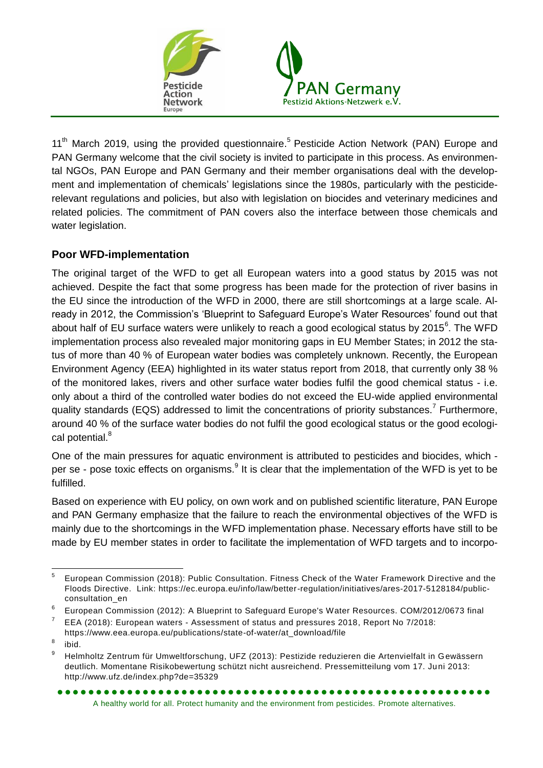11th March 2019, using the provided questionnaire.[5] Pesticide Action Network (PAN) Europe and PAN Germany welcome that the civil society is invited to participate in this process. As environmental NGOs, PAN Europe and PAN Germany and their member organisations deal with the development and implementation of chemicals' legislations since the 1980s, particularly with the pesticide-relevant regulations and policies, but also with legislation on biocides and veterinary medicines and related policies. The commitment of PAN covers also the interface between those chemicals and water legislation.

## Poor WFD-implementation

The original target of the WFD to get all European waters into a good status by 2015 was not achieved. Despite the fact that some progress has been made for the protection of river basins in the EU since the introduction of the WFD in 2000, there are still shortcomings at a large scale. Already in 2012, the Commission's 'Blueprint to Safeguard Europe's Water Resources' found out that about half of EU surface waters were unlikely to reach a good ecological status by 2015[6]. The WFD implementation process also revealed major monitoring gaps in EU Member States; in 2012 the status of more than 40 % of European water bodies was completely unknown. Recently, the European Environment Agency (EEA) highlighted in its water status report from 2018, that currently only 38 % of the monitored lakes, rivers and other surface water bodies fulfil the good chemical status - i.e. only about a third of the controlled water bodies do not exceed the EU-wide applied environmental quality standards (EQS) addressed to limit the concentrations of priority substances.[7] Furthermore, around 40 % of the surface water bodies do not fulfil the good ecological status or the good ecological potential.[8]

One of the main pressures for aquatic environment is attributed to pesticides and biocides, which - per se - pose toxic effects on organisms.[9] It is clear that the implementation of the WFD is yet to be fulfilled.

Based on experience with EU policy, on own work and on published scientific literature, PAN Europe and PAN Germany emphasize that the failure to reach the environmental objectives of the WFD is mainly due to the shortcomings in the WFD implementation phase. Necessary efforts have still to be made by EU member states in order to facilitate the implementation of WFD targets and to incorpo-

---

[5] European Commission (2018): Public Consultation. Fitness Check of the Water Framework Directive and the Floods Directive. Link: https://ec.europa.eu/info/law/better-regulation/initiatives/ares-2017-5128184/public-consultation_en

[6] European Commission (2012): A Blueprint to Safeguard Europe's Water Resources. COM/2012/0673 final

[7] EEA (2018): European waters - Assessment of status and pressures 2018, Report No 7/2018: https://www.eea.europa.eu/publications/state-of-water/at_download/file

[8] ibid.

[9] Helmholtz Zentrum für Umweltforschung, UFZ (2013): Pestizide reduzieren die Artenvielfalt in Gewässern deutlich. Momentane Risikobewertung schützt nicht ausreichend. Pressemitteilung vom 17. Juni 2013: http://www.ufz.de/index.php?de=35329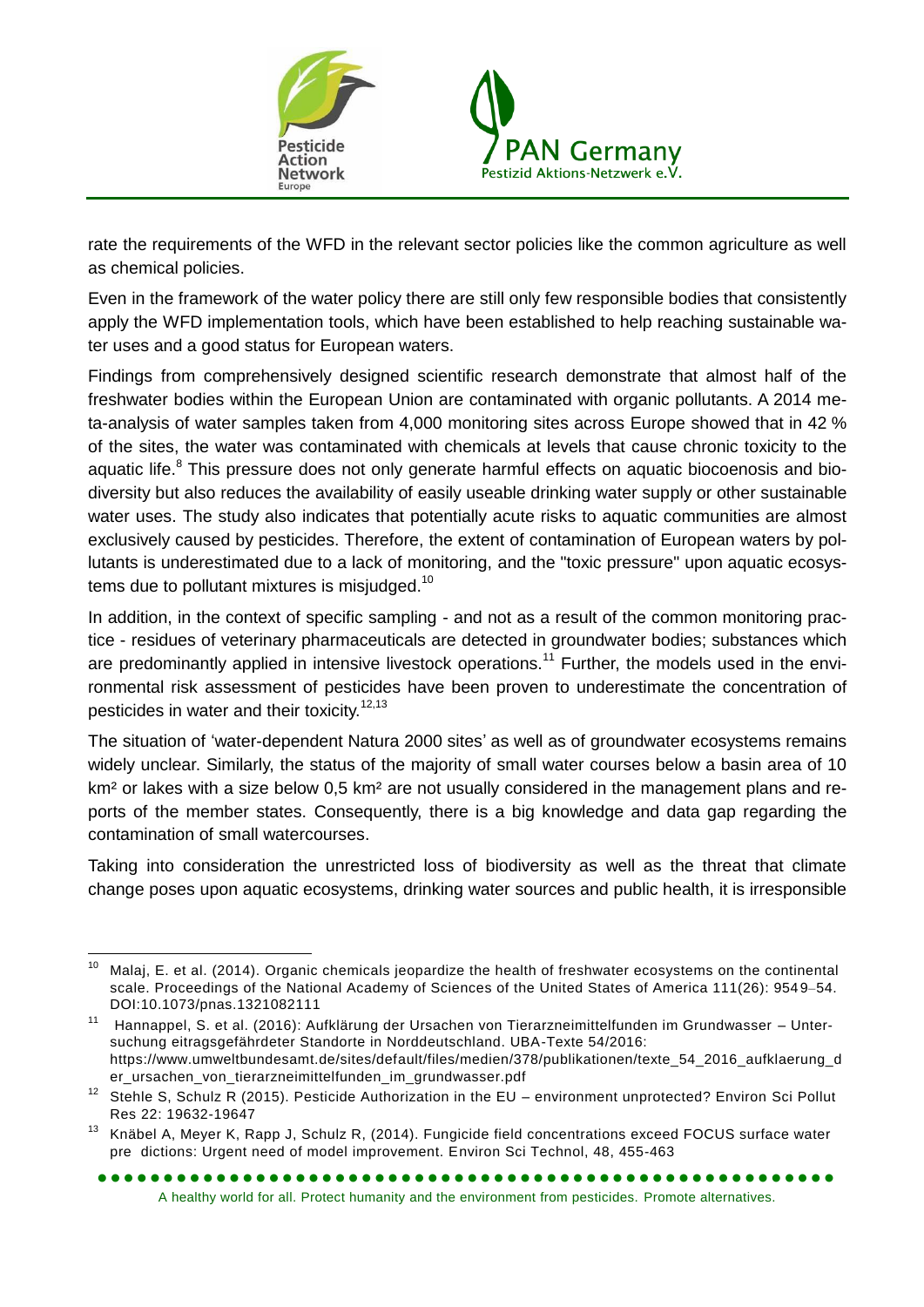rate the requirements of the WFD in the relevant sector policies like the common agriculture as well as chemical policies.

Even in the framework of the water policy there are still only few responsible bodies that consistently apply the WFD implementation tools, which have been established to help reaching sustainable water uses and a good status for European waters.

Findings from comprehensively designed scientific research demonstrate that almost half of the freshwater bodies within the European Union are contaminated with organic pollutants. A 2014 meta-analysis of water samples taken from 4,000 monitoring sites across Europe showed that in 42 % of the sites, the water was contaminated with chemicals at levels that cause chronic toxicity to the aquatic life.[8] This pressure does not only generate harmful effects on aquatic biocoenosis and biodiversity but also reduces the availability of easily useable drinking water supply or other sustainable water uses. The study also indicates that potentially acute risks to aquatic communities are almost exclusively caused by pesticides. Therefore, the extent of contamination of European waters by pollutants is underestimated due to a lack of monitoring, and the "toxic pressure" upon aquatic ecosystems due to pollutant mixtures is misjudged.[10]

In addition, in the context of specific sampling - and not as a result of the common monitoring practice - residues of veterinary pharmaceuticals are detected in groundwater bodies; substances which are predominantly applied in intensive livestock operations.[11] Further, the models used in the environmental risk assessment of pesticides have been proven to underestimate the concentration of pesticides in water and their toxicity.[12,13]

The situation of 'water-dependent Natura 2000 sites' as well as of groundwater ecosystems remains widely unclear. Similarly, the status of the majority of small water courses below a basin area of 10 km² or lakes with a size below 0,5 km² are not usually considered in the management plans and reports of the member states. Consequently, there is a big knowledge and data gap regarding the contamination of small watercourses.

Taking into consideration the unrestricted loss of biodiversity as well as the threat that climate change poses upon aquatic ecosystems, drinking water sources and public health, it is irresponsible

---

[10] Malaj, E. et al. (2014). Organic chemicals jeopardize the health of freshwater ecosystems on the continental scale. Proceedings of the National Academy of Sciences of the United States of America 111(26): 9549–54. DOI:10.1073/pnas.1321082111

[11] Hannappel, S. et al. (2016): Aufklärung der Ursachen von Tierarzneimittelfunden im Grundwasser – Untersuchung eitragsgefährdeter Standorte in Norddeutschland. UBA-Texte 54/2016: https://www.umweltbundesamt.de/sites/default/files/medien/378/publikationen/texte_54_2016_aufklaerung_der_ursachen_von_tierarzneimittelfunden_im_grundwasser.pdf

[12] Stehle S, Schulz R (2015). Pesticide Authorization in the EU – environment unprotected? Environ Sci Pollut Res 22: 19632-19647

[13] Knäbel A, Meyer K, Rapp J, Schulz R, (2014). Fungicide field concentrations exceed FOCUS surface water pre dictions: Urgent need of model improvement. Environ Sci Technol, 48, 455-463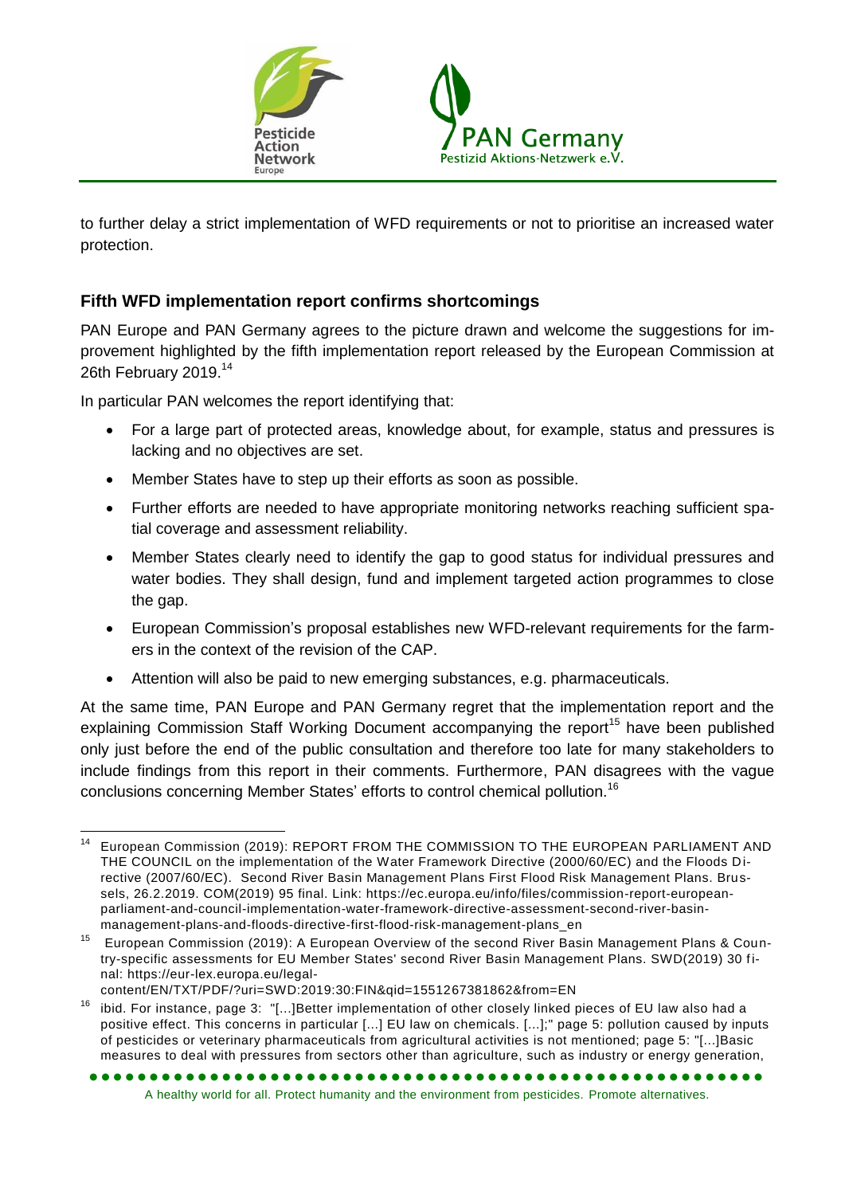to further delay a strict implementation of WFD requirements or not to prioritise an increased water protection.

### Fifth WFD implementation report confirms shortcomings

PAN Europe and PAN Germany agrees to the picture drawn and welcome the suggestions for improvement highlighted by the fifth implementation report released by the European Commission at 26th February 2019.[14]

In particular PAN welcomes the report identifying that:

- For a large part of protected areas, knowledge about, for example, status and pressures is lacking and no objectives are set.
- Member States have to step up their efforts as soon as possible.
- Further efforts are needed to have appropriate monitoring networks reaching sufficient spatial coverage and assessment reliability.
- Member States clearly need to identify the gap to good status for individual pressures and water bodies. They shall design, fund and implement targeted action programmes to close the gap.
- European Commission's proposal establishes new WFD-relevant requirements for the farmers in the context of the revision of the CAP.
- Attention will also be paid to new emerging substances, e.g. pharmaceuticals.

At the same time, PAN Europe and PAN Germany regret that the implementation report and the explaining Commission Staff Working Document accompanying the report[15] have been published only just before the end of the public consultation and therefore too late for many stakeholders to include findings from this report in their comments. Furthermore, PAN disagrees with the vague conclusions concerning Member States' efforts to control chemical pollution.[16]

---

[14] European Commission (2019): REPORT FROM THE COMMISSION TO THE EUROPEAN PARLIAMENT AND THE COUNCIL on the implementation of the Water Framework Directive (2000/60/EC) and the Floods Directive (2007/60/EC). Second River Basin Management Plans First Flood Risk Management Plans. Brussels, 26.2.2019. COM(2019) 95 final. Link: https://ec.europa.eu/info/files/commission-report-european-parliament-and-council-implementation-water-framework-directive-assessment-second-river-basin-management-plans-and-floods-directive-first-flood-risk-management-plans_en

[15] European Commission (2019): A European Overview of the second River Basin Management Plans & Country-specific assessments for EU Member States' second River Basin Management Plans. SWD(2019) 30 final: https://eur-lex.europa.eu/legal-content/EN/TXT/PDF/?uri=SWD:2019:30:FIN&qid=1551267381862&from=EN

[16] ibid. For instance, page 3: "[...]Better implementation of other closely linked pieces of EU law also had a positive effect. This concerns in particular [...] EU law on chemicals. [...];" page 5: pollution caused by inputs of pesticides or veterinary pharmaceuticals from agricultural activities is not mentioned; page 5: "[...]Basic measures to deal with pressures from sectors other than agriculture, such as industry or energy generation,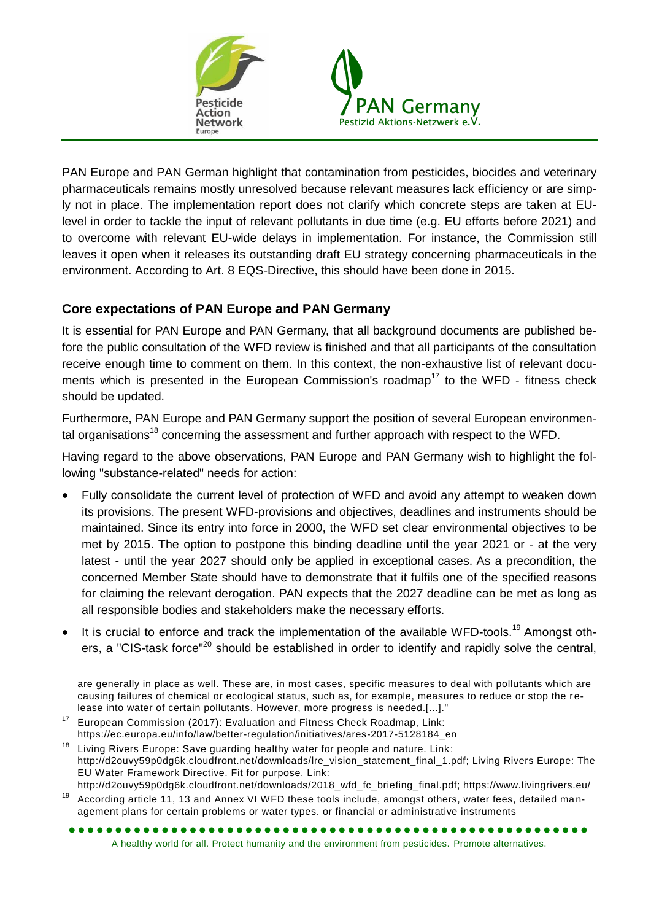PAN Europe and PAN German highlight that contamination from pesticides, biocides and veterinary pharmaceuticals remains mostly unresolved because relevant measures lack efficiency or are simply not in place. The implementation report does not clarify which concrete steps are taken at EU-level in order to tackle the input of relevant pollutants in due time (e.g. EU efforts before 2021) and to overcome with relevant EU-wide delays in implementation. For instance, the Commission still leaves it open when it releases its outstanding draft EU strategy concerning pharmaceuticals in the environment. According to Art. 8 EQS-Directive, this should have been done in 2015.

### Core expectations of PAN Europe and PAN Germany

It is essential for PAN Europe and PAN Germany, that all background documents are published before the public consultation of the WFD review is finished and that all participants of the consultation receive enough time to comment on them. In this context, the non-exhaustive list of relevant documents which is presented in the European Commission's roadmap[17] to the WFD - fitness check should be updated.

Furthermore, PAN Europe and PAN Germany support the position of several European environmental organisations[18] concerning the assessment and further approach with respect to the WFD.

Having regard to the above observations, PAN Europe and PAN Germany wish to highlight the following "substance-related" needs for action:

- Fully consolidate the current level of protection of WFD and avoid any attempt to weaken down its provisions. The present WFD-provisions and objectives, deadlines and instruments should be maintained. Since its entry into force in 2000, the WFD set clear environmental objectives to be met by 2015. The option to postpone this binding deadline until the year 2021 or - at the very latest - until the year 2027 should only be applied in exceptional cases. As a precondition, the concerned Member State should have to demonstrate that it fulfils one of the specified reasons for claiming the relevant derogation. PAN expects that the 2027 deadline can be met as long as all responsible bodies and stakeholders make the necessary efforts.
- It is crucial to enforce and track the implementation of the available WFD-tools.[19] Amongst others, a "CIS-task force"[20] should be established in order to identify and rapidly solve the central,

---

are generally in place as well. These are, in most cases, specific measures to deal with pollutants which are causing failures of chemical or ecological status, such as, for example, measures to reduce or stop the release into water of certain pollutants. However, more progress is needed.[...]."

[17] European Commission (2017): Evaluation and Fitness Check Roadmap, Link: https://ec.europa.eu/info/law/better-regulation/initiatives/ares-2017-5128184_en

[18] Living Rivers Europe: Save guarding healthy water for people and nature. Link: http://d2ouvy59p0dg6k.cloudfront.net/downloads/lre_vision_statement_final_1.pdf; Living Rivers Europe: The EU Water Framework Directive. Fit for purpose. Link: http://d2ouvy59p0dg6k.cloudfront.net/downloads/2018_wfd_fc_briefing_final.pdf; https://www.livingrivers.eu/

[19] According article 11, 13 and Annex VI WFD these tools include, amongst others, water fees, detailed management plans for certain problems or water types. or financial or administrative instruments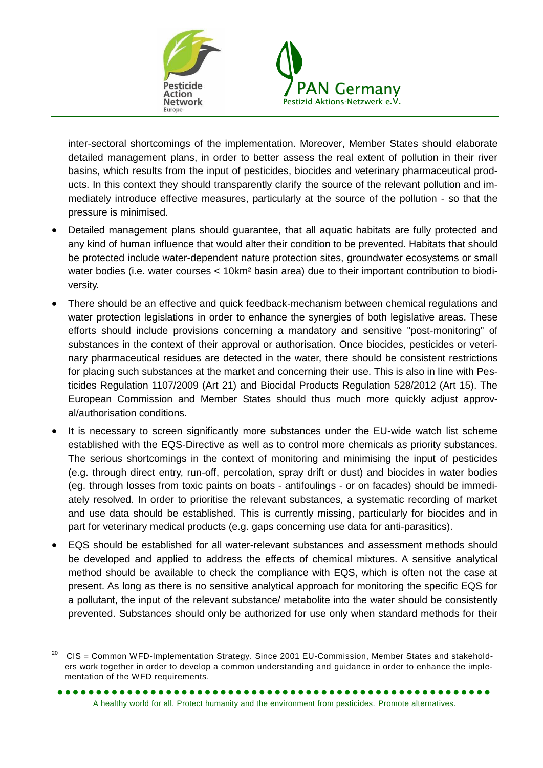inter-sectoral shortcomings of the implementation. Moreover, Member States should elaborate detailed management plans, in order to better assess the real extent of pollution in their river basins, which results from the input of pesticides, biocides and veterinary pharmaceutical products. In this context they should transparently clarify the source of the relevant pollution and immediately introduce effective measures, particularly at the source of the pollution - so that the pressure is minimised.

- Detailed management plans should guarantee, that all aquatic habitats are fully protected and any kind of human influence that would alter their condition to be prevented. Habitats that should be protected include water-dependent nature protection sites, groundwater ecosystems or small water bodies (i.e. water courses < 10km² basin area) due to their important contribution to biodiversity.
- There should be an effective and quick feedback-mechanism between chemical regulations and water protection legislations in order to enhance the synergies of both legislative areas. These efforts should include provisions concerning a mandatory and sensitive "post-monitoring" of substances in the context of their approval or authorisation. Once biocides, pesticides or veterinary pharmaceutical residues are detected in the water, there should be consistent restrictions for placing such substances at the market and concerning their use. This is also in line with Pesticides Regulation 1107/2009 (Art 21) and Biocidal Products Regulation 528/2012 (Art 15). The European Commission and Member States should thus much more quickly adjust approval/authorisation conditions.
- It is necessary to screen significantly more substances under the EU-wide watch list scheme established with the EQS-Directive as well as to control more chemicals as priority substances. The serious shortcomings in the context of monitoring and minimising the input of pesticides (e.g. through direct entry, run-off, percolation, spray drift or dust) and biocides in water bodies (eg. through losses from toxic paints on boats - antifoulings - or on facades) should be immediately resolved. In order to prioritise the relevant substances, a systematic recording of market and use data should be established. This is currently missing, particularly for biocides and in part for veterinary medical products (e.g. gaps concerning use data for anti-parasitics).
- EQS should be established for all water-relevant substances and assessment methods should be developed and applied to address the effects of chemical mixtures. A sensitive analytical method should be available to check the compliance with EQS, which is often not the case at present. As long as there is no sensitive analytical approach for monitoring the specific EQS for a pollutant, the input of the relevant substance/ metabolite into the water should be consistently prevented. Substances should only be authorized for use only when standard methods for their

[20] CIS = Common WFD-Implementation Strategy. Since 2001 EU-Commission, Member States and stakeholders work together in order to develop a common understanding and guidance in order to enhance the implementation of the WFD requirements.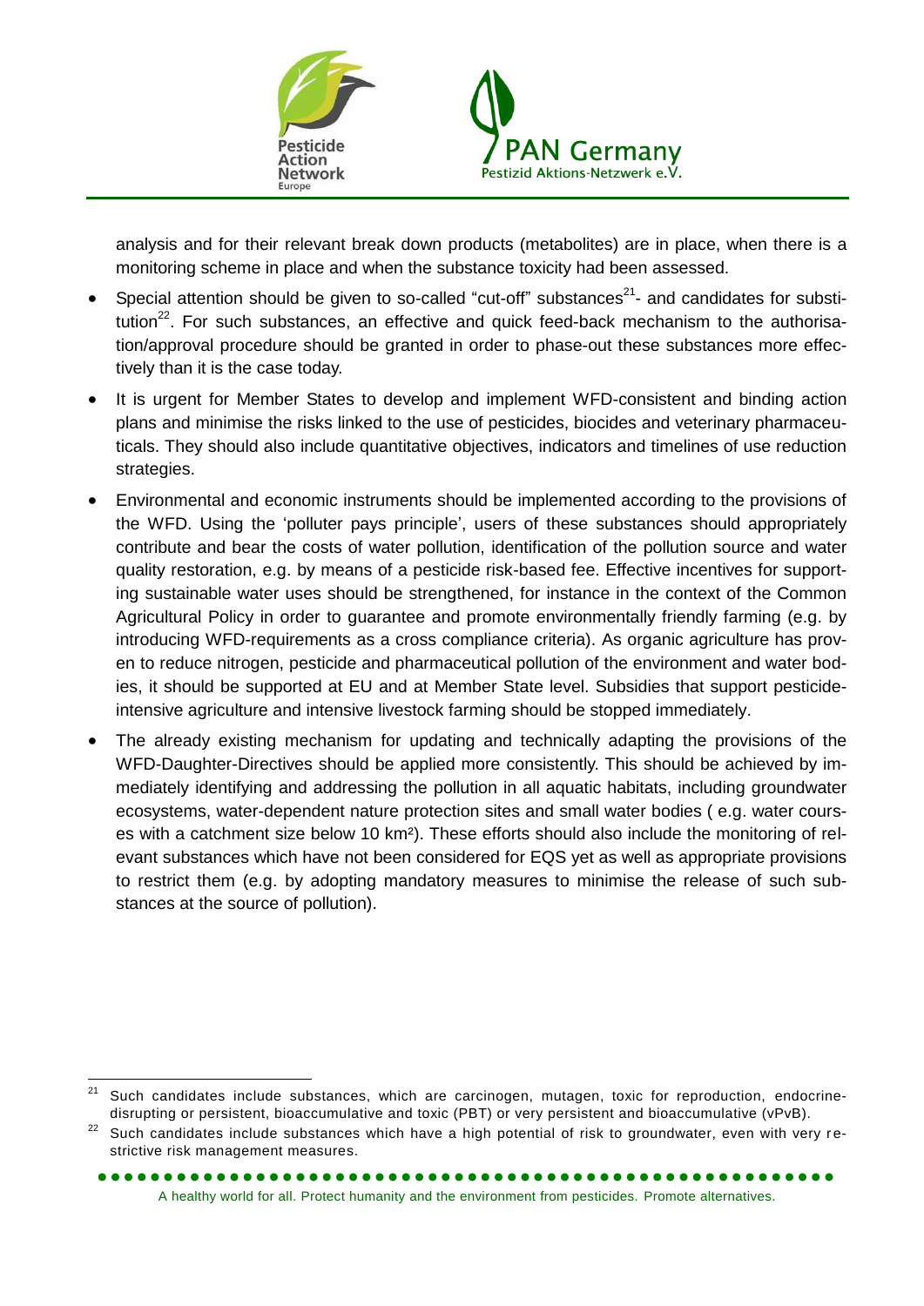analysis and for their relevant break down products (metabolites) are in place, when there is a monitoring scheme in place and when the substance toxicity had been assessed.

- Special attention should be given to so-called "cut-off" substances[21]- and candidates for substitution[22]. For such substances, an effective and quick feed-back mechanism to the authorisation/approval procedure should be granted in order to phase-out these substances more effectively than it is the case today.
- It is urgent for Member States to develop and implement WFD-consistent and binding action plans and minimise the risks linked to the use of pesticides, biocides and veterinary pharmaceuticals. They should also include quantitative objectives, indicators and timelines of use reduction strategies.
- Environmental and economic instruments should be implemented according to the provisions of the WFD. Using the 'polluter pays principle', users of these substances should appropriately contribute and bear the costs of water pollution, identification of the pollution source and water quality restoration, e.g. by means of a pesticide risk-based fee. Effective incentives for supporting sustainable water uses should be strengthened, for instance in the context of the Common Agricultural Policy in order to guarantee and promote environmentally friendly farming (e.g. by introducing WFD-requirements as a cross compliance criteria). As organic agriculture has proven to reduce nitrogen, pesticide and pharmaceutical pollution of the environment and water bodies, it should be supported at EU and at Member State level. Subsidies that support pesticide-intensive agriculture and intensive livestock farming should be stopped immediately.
- The already existing mechanism for updating and technically adapting the provisions of the WFD-Daughter-Directives should be applied more consistently. This should be achieved by immediately identifying and addressing the pollution in all aquatic habitats, including groundwater ecosystems, water-dependent nature protection sites and small water bodies ( e.g. water courses with a catchment size below 10 km²). These efforts should also include the monitoring of relevant substances which have not been considered for EQS yet as well as appropriate provisions to restrict them (e.g. by adopting mandatory measures to minimise the release of such substances at the source of pollution).

---

[21] Such candidates include substances, which are carcinogen, mutagen, toxic for reproduction, endocrine-disrupting or persistent, bioaccumulative and toxic (PBT) or very persistent and bioaccumulative (vPvB).

[22] Such candidates include substances which have a high potential of risk to groundwater, even with very restrictive risk management measures.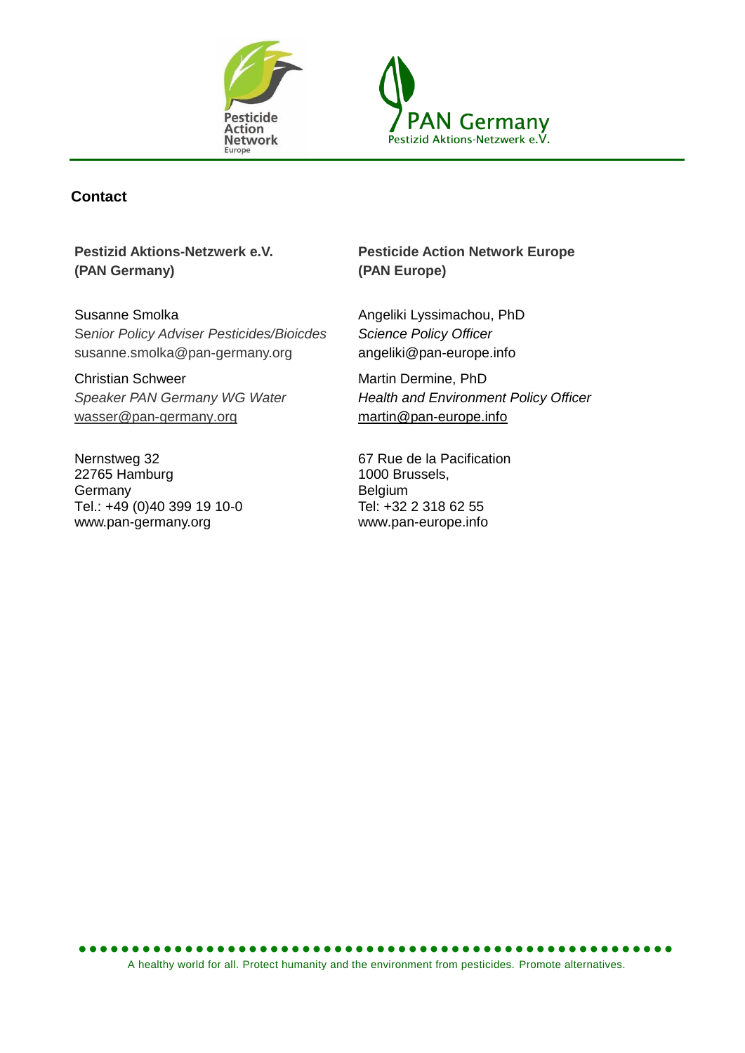## Contact

**Pestizid Aktions-Netzwerk e.V. (PAN Germany)**

Susanne Smolka
*Senior Policy Adviser Pesticides/Bioicdes*
susanne.smolka@pan-germany.org

Christian Schweer
*Speaker PAN Germany WG Water*
wasser@pan-germany.org

Nernstweg 32
22765 Hamburg
Germany
Tel.: +49 (0)40 399 19 10-0
www.pan-germany.org

**Pesticide Action Network Europe (PAN Europe)**

Angeliki Lyssimachou, PhD
*Science Policy Officer*
angeliki@pan-europe.info

Martin Dermine, PhD
*Health and Environment Policy Officer*
martin@pan-europe.info

67 Rue de la Pacification
1000 Brussels,
Belgium
Tel: +32 2 318 62 55
www.pan-europe.info

A healthy world for all. Protect humanity and the environment from pesticides. Promote alternatives.